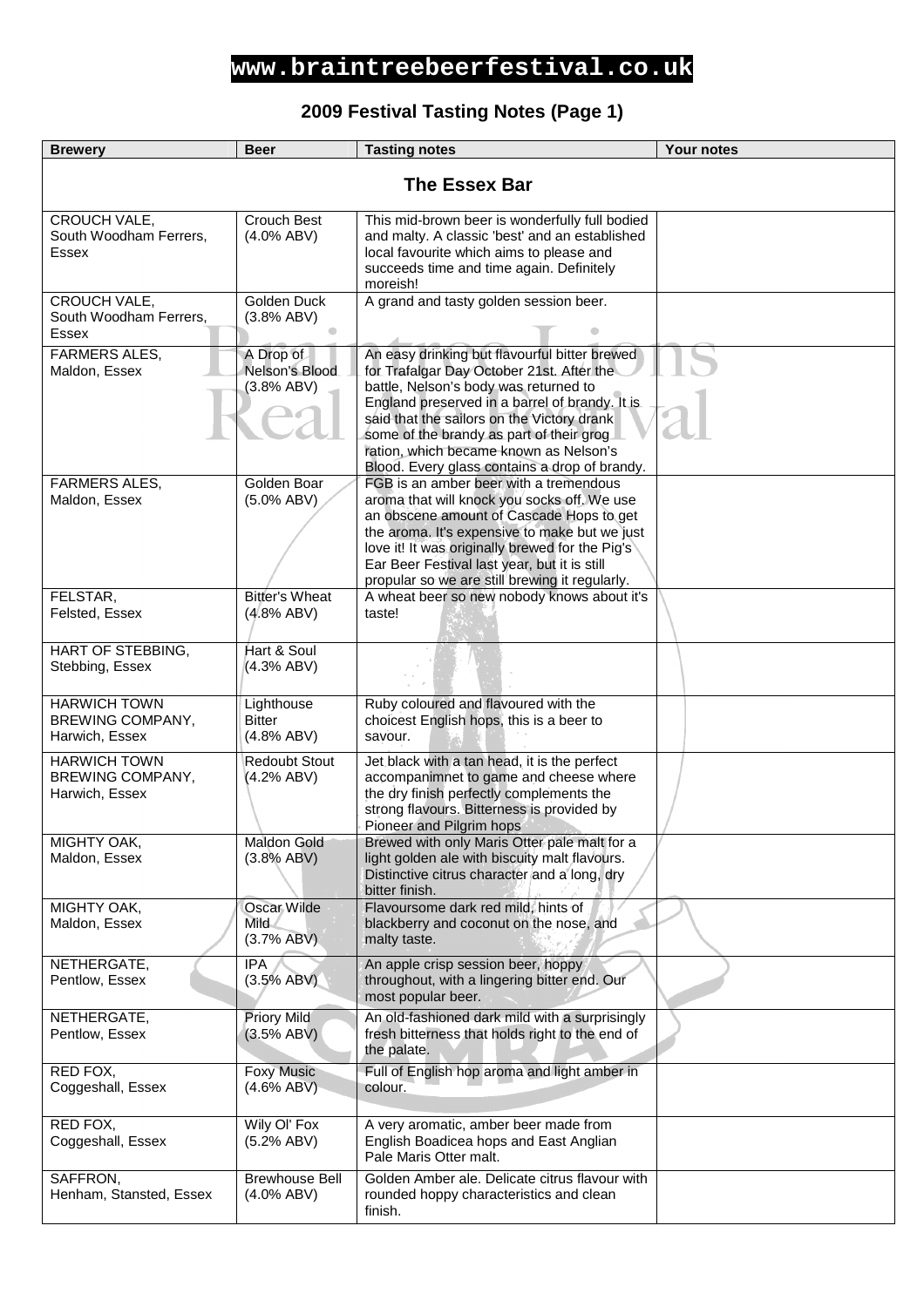# www.braintreebeerfestival.co.uk

## 2009 Festival Tasting Notes (Page 1)

| Brewery | Beer | Tasting notes | Your notes |
|---|---|---|---|
| **The Essex Bar** | | | |
| CROUCH VALE, South Woodham Ferrers, Essex | Crouch Best (4.0% ABV) | This mid-brown beer is wonderfully full bodied and malty. A classic 'best' and an established local favourite which aims to please and succeeds time and time again. Definitely moreish! | |
| CROUCH VALE, South Woodham Ferrers, Essex | Golden Duck (3.8% ABV) | A grand and tasty golden session beer. | |
| FARMERS ALES, Maldon, Essex | A Drop of Nelson's Blood (3.8% ABV) | An easy drinking but flavourful bitter brewed for Trafalgar Day October 21st. After the battle, Nelson's body was returned to England preserved in a barrel of brandy. It is said that the sailors on the Victory drank some of the brandy as part of their grog ration, which became known as Nelson's Blood. Every glass contains a drop of brandy. | |
| FARMERS ALES, Maldon, Essex | Golden Boar (5.0% ABV) | FGB is an amber beer with a tremendous aroma that will knock you socks off. We use an obscene amount of Cascade Hops to get the aroma. It's expensive to make but we just love it! It was originally brewed for the Pig's Ear Beer Festival last year, but it is still propular so we are still brewing it regularly. | |
| FELSTAR, Felsted, Essex | Bitter's Wheat (4.8% ABV) | A wheat beer so new nobody knows about it's taste! | |
| HART OF STEBBING, Stebbing, Essex | Hart & Soul (4.3% ABV) | | |
| HARWICH TOWN BREWING COMPANY, Harwich, Essex | Lighthouse Bitter (4.8% ABV) | Ruby coloured and flavoured with the choicest English hops, this is a beer to savour. | |
| HARWICH TOWN BREWING COMPANY, Harwich, Essex | Redoubt Stout (4.2% ABV) | Jet black with a tan head, it is the perfect accompanimnet to game and cheese where the dry finish perfectly complements the strong flavours. Bitterness is provided by Pioneer and Pilgrim hops | |
| MIGHTY OAK, Maldon, Essex | Maldon Gold (3.8% ABV) | Brewed with only Maris Otter pale malt for a light golden ale with biscuity malt flavours. Distinctive citrus character and a long, dry bitter finish. | |
| MIGHTY OAK, Maldon, Essex | Oscar Wilde Mild (3.7% ABV) | Flavoursome dark red mild, hints of blackberry and coconut on the nose, and malty taste. | |
| NETHERGATE, Pentlow, Essex | IPA (3.5% ABV) | An apple crisp session beer, hoppy throughout, with a lingering bitter end. Our most popular beer. | |
| NETHERGATE, Pentlow, Essex | Priory Mild (3.5% ABV) | An old-fashioned dark mild with a surprisingly fresh bitterness that holds right to the end of the palate. | |
| RED FOX, Coggeshall, Essex | Foxy Music (4.6% ABV) | Full of English hop aroma and light amber in colour. | |
| RED FOX, Coggeshall, Essex | Wily Ol' Fox (5.2% ABV) | A very aromatic, amber beer made from English Boadicea hops and East Anglian Pale Maris Otter malt. | |
| SAFFRON, Henham, Stansted, Essex | Brewhouse Bell (4.0% ABV) | Golden Amber ale. Delicate citrus flavour with rounded hoppy characteristics and clean finish. | |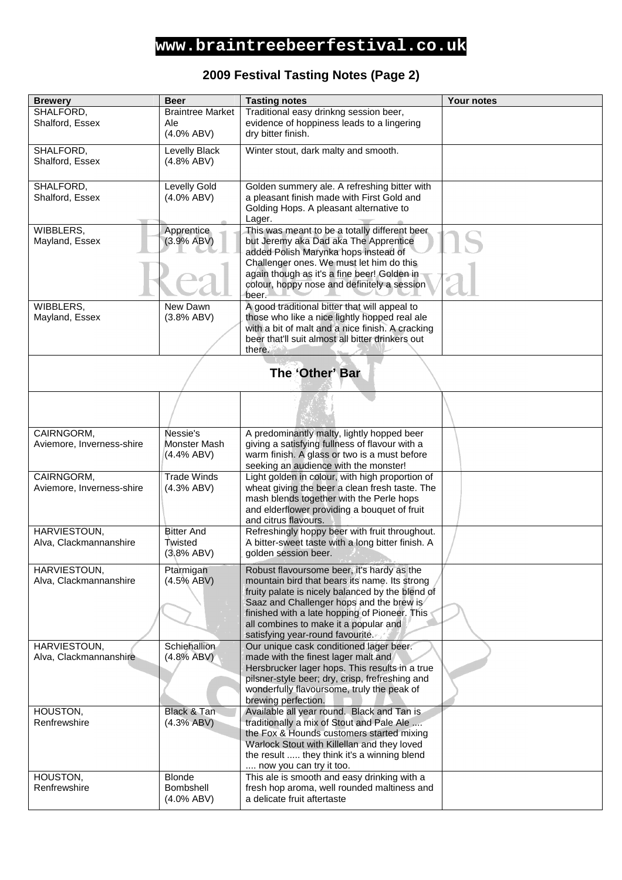# www.braintreebeerfestival.co.uk

## 2009 Festival Tasting Notes (Page 2)

| Brewery | Beer | Tasting notes | Your notes |
|---|---|---|---|
| SHALFORD, Shalford, Essex | Braintree Market Ale (4.0% ABV) | Traditional easy drinkng session beer, evidence of hoppiness leads to a lingering dry bitter finish. | |
| SHALFORD, Shalford, Essex | Levelly Black (4.8% ABV) | Winter stout, dark malty and smooth. | |
| SHALFORD, Shalford, Essex | Levelly Gold (4.0% ABV) | Golden summery ale. A refreshing bitter with a pleasant finish made with First Gold and Golding Hops. A pleasant alternative to Lager. | |
| WIBBLERS, Mayland, Essex | Apprentice (3.9% ABV) | This was meant to be a totally different beer but Jeremy aka Dad aka The Apprentice added Polish Marynka hops instead of Challenger ones. We must let him do this again though as it's a fine beer! Golden in colour, hoppy nose and definitely a session beer. | |
| WIBBLERS, Mayland, Essex | New Dawn (3.8% ABV) | A good traditional bitter that will appeal to those who like a nice lightly hopped real ale with a bit of malt and a nice finish. A cracking beer that'll suit almost all bitter drinkers out there. | |
| **The 'Other' Bar** | | | |
| | | | |
| CAIRNGORM, Aviemore, Inverness-shire | Nessie's Monster Mash (4.4% ABV) | A predominantly malty, lightly hopped beer giving a satisfying fullness of flavour with a warm finish. A glass or two is a must before seeking an audience with the monster! | |
| CAIRNGORM, Aviemore, Inverness-shire | Trade Winds (4.3% ABV) | Light golden in colour, with high proportion of wheat giving the beer a clean fresh taste. The mash blends together with the Perle hops and elderflower providing a bouquet of fruit and citrus flavours. | |
| HARVIESTOUN, Alva, Clackmannanshire | Bitter And Twisted (3.8% ABV) | Refreshingly hoppy beer with fruit throughout. A bitter-sweet taste with a long bitter finish. A golden session beer. | |
| HARVIESTOUN, Alva, Clackmannanshire | Ptarmigan (4.5% ABV) | Robust flavoursome beer, it's hardy as the mountain bird that bears its name. Its strong fruity palate is nicely balanced by the blend of Saaz and Challenger hops and the brew is finished with a late hopping of Pioneer. This all combines to make it a popular and satisfying year-round favourite. | |
| HARVIESTOUN, Alva, Clackmannanshire | Schiehallion (4.8% ABV) | Our unique cask conditioned lager beer. made with the finest lager malt and Hersbrucker lager hops. This results in a true pilsner-style beer; dry, crisp, frefreshing and wonderfully flavoursome, truly the peak of brewing perfection. | |
| HOUSTON, Renfrewshire | Black & Tan (4.3% ABV) | Available all year round. Black and Tan is traditionally a mix of Stout and Pale Ale .... the Fox & Hounds customers started mixing Warlock Stout with Killellan and they loved the result ..... they think it's a winning blend .... now you can try it too. | |
| HOUSTON, Renfrewshire | Blonde Bombshell (4.0% ABV) | This ale is smooth and easy drinking with a fresh hop aroma, well rounded maltiness and a delicate fruit aftertaste | |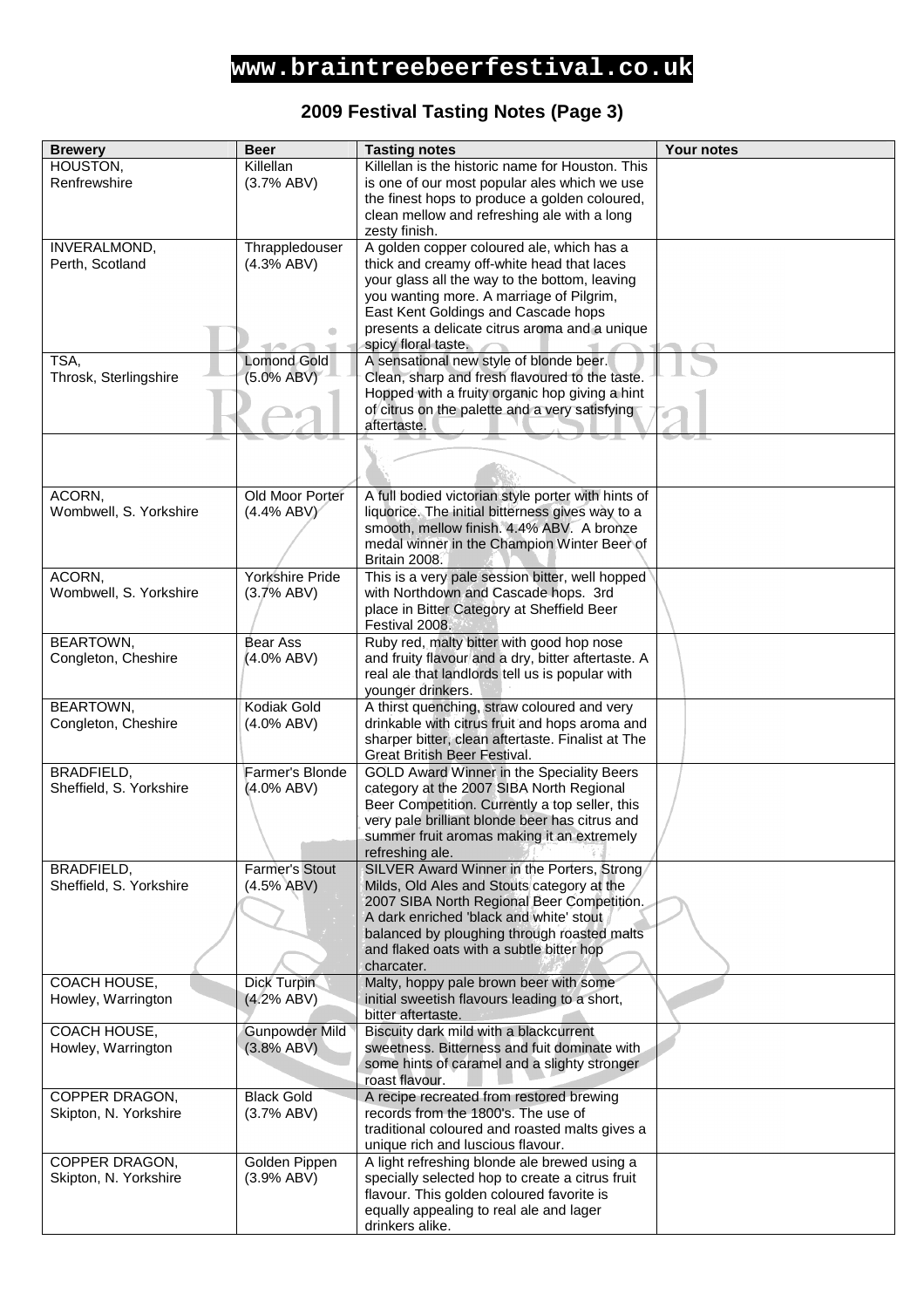# www.braintreebeerfestival.co.uk

## 2009 Festival Tasting Notes (Page 3)

| Brewery | Beer | Tasting notes | Your notes |
|---|---|---|---|
| HOUSTON, Renfrewshire | Killellan (3.7% ABV) | Killellan is the historic name for Houston. This is one of our most popular ales which we use the finest hops to produce a golden coloured, clean mellow and refreshing ale with a long zesty finish. | |
| INVERALMOND, Perth, Scotland | Thrappledouser (4.3% ABV) | A golden copper coloured ale, which has a thick and creamy off-white head that laces your glass all the way to the bottom, leaving you wanting more. A marriage of Pilgrim, East Kent Goldings and Cascade hops presents a delicate citrus aroma and a unique spicy floral taste. | |
| TSA, Throsk, Sterlingshire | Lomond Gold (5.0% ABV) | A sensational new style of blonde beer. Clean, sharp and fresh flavoured to the taste. Hopped with a fruity organic hop giving a hint of citrus on the palette and a very satisfying aftertaste. | |
| | | | |
| ACORN, Wombwell, S. Yorkshire | Old Moor Porter (4.4% ABV) | A full bodied victorian style porter with hints of liquorice. The initial bitterness gives way to a smooth, mellow finish. 4.4% ABV. A bronze medal winner in the Champion Winter Beer of Britain 2008. | |
| ACORN, Wombwell, S. Yorkshire | Yorkshire Pride (3.7% ABV) | This is a very pale session bitter, well hopped with Northdown and Cascade hops. 3rd place in Bitter Category at Sheffield Beer Festival 2008. | |
| BEARTOWN, Congleton, Cheshire | Bear Ass (4.0% ABV) | Ruby red, malty bitter with good hop nose and fruity flavour and a dry, bitter aftertaste. A real ale that landlords tell us is popular with younger drinkers. | |
| BEARTOWN, Congleton, Cheshire | Kodiak Gold (4.0% ABV) | A thirst quenching, straw coloured and very drinkable with citrus fruit and hops aroma and sharper bitter, clean aftertaste. Finalist at The Great British Beer Festival. | |
| BRADFIELD, Sheffield, S. Yorkshire | Farmer's Blonde (4.0% ABV) | GOLD Award Winner in the Speciality Beers category at the 2007 SIBA North Regional Beer Competition. Currently a top seller, this very pale brilliant blonde beer has citrus and summer fruit aromas making it an extremely refreshing ale. | |
| BRADFIELD, Sheffield, S. Yorkshire | Farmer's Stout (4.5% ABV) | SILVER Award Winner in the Porters, Strong Milds, Old Ales and Stouts category at the 2007 SIBA North Regional Beer Competition. A dark enriched 'black and white' stout balanced by ploughing through roasted malts and flaked oats with a subtle bitter hop charcater. | |
| COACH HOUSE, Howley, Warrington | Dick Turpin (4.2% ABV) | Malty, hoppy pale brown beer with some initial sweetish flavours leading to a short, bitter aftertaste. | |
| COACH HOUSE, Howley, Warrington | Gunpowder Mild (3.8% ABV) | Biscuity dark mild with a blackcurrent sweetness. Bitterness and fuit dominate with some hints of caramel and a slighty stronger roast flavour. | |
| COPPER DRAGON, Skipton, N. Yorkshire | Black Gold (3.7% ABV) | A recipe recreated from restored brewing records from the 1800's. The use of traditional coloured and roasted malts gives a unique rich and luscious flavour. | |
| COPPER DRAGON, Skipton, N. Yorkshire | Golden Pippen (3.9% ABV) | A light refreshing blonde ale brewed using a specially selected hop to create a citrus fruit flavour. This golden coloured favorite is equally appealing to real ale and lager drinkers alike. | |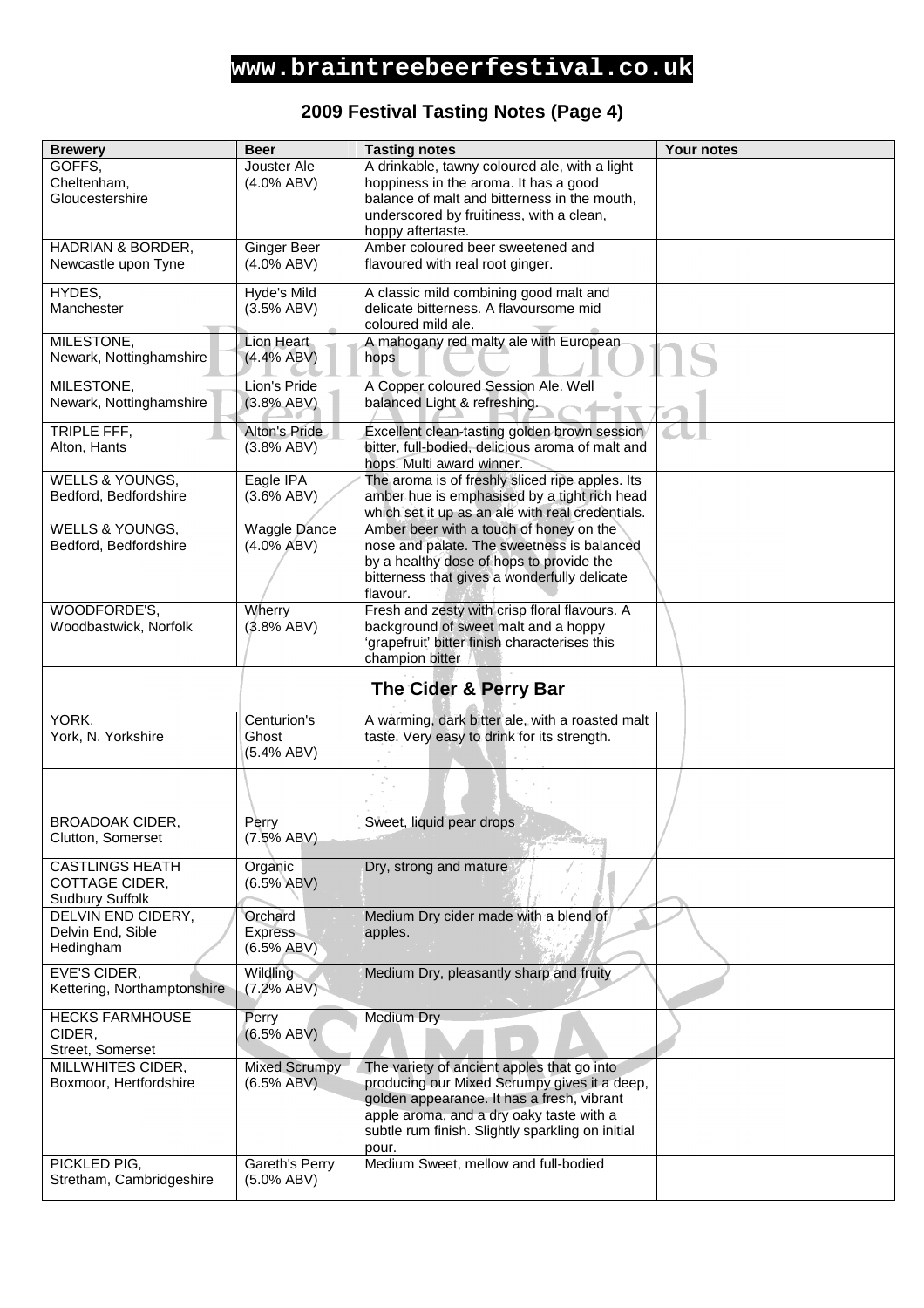# www.braintreebeerfestival.co.uk

## 2009 Festival Tasting Notes (Page 4)

| Brewery | Beer | Tasting notes | Your notes |
|---|---|---|---|
| GOFFS, Cheltenham, Gloucestershire | Jouster Ale (4.0% ABV) | A drinkable, tawny coloured ale, with a light hoppiness in the aroma. It has a good balance of malt and bitterness in the mouth, underscored by fruitiness, with a clean, hoppy aftertaste. | |
| HADRIAN & BORDER, Newcastle upon Tyne | Ginger Beer (4.0% ABV) | Amber coloured beer sweetened and flavoured with real root ginger. | |
| HYDES, Manchester | Hyde's Mild (3.5% ABV) | A classic mild combining good malt and delicate bitterness. A flavoursome mid coloured mild ale. | |
| MILESTONE, Newark, Nottinghamshire | Lion Heart (4.4% ABV) | A mahogany red malty ale with European hops | |
| MILESTONE, Newark, Nottinghamshire | Lion's Pride (3.8% ABV) | A Copper coloured Session Ale. Well balanced Light & refreshing. | |
| TRIPLE FFF, Alton, Hants | Alton's Pride (3.8% ABV) | Excellent clean-tasting golden brown session bitter, full-bodied, delicious aroma of malt and hops. Multi award winner. | |
| WELLS & YOUNGS, Bedford, Bedfordshire | Eagle IPA (3.6% ABV) | The aroma is of freshly sliced ripe apples. Its amber hue is emphasised by a tight rich head which set it up as an ale with real credentials. | |
| WELLS & YOUNGS, Bedford, Bedfordshire | Waggle Dance (4.0% ABV) | Amber beer with a touch of honey on the nose and palate. The sweetness is balanced by a healthy dose of hops to provide the bitterness that gives a wonderfully delicate flavour. | |
| WOODFORDE'S, Woodbastwick, Norfolk | Wherry (3.8% ABV) | Fresh and zesty with crisp floral flavours. A background of sweet malt and a hoppy 'grapefruit' bitter finish characterises this champion bitter | |
| **The Cider & Perry Bar** | | | |
| YORK, York, N. Yorkshire | Centurion's Ghost (5.4% ABV) | A warming, dark bitter ale, with a roasted malt taste. Very easy to drink for its strength. | |
| | | | |
| BROADOAK CIDER, Clutton, Somerset | Perry (7.5% ABV) | Sweet, liquid pear drops | |
| CASTLINGS HEATH COTTAGE CIDER, Sudbury Suffolk | Organic (6.5% ABV) | Dry, strong and mature | |
| DELVIN END CIDERY, Delvin End, Sible Hedingham | Orchard Express (6.5% ABV) | Medium Dry cider made with a blend of apples. | |
| EVE'S CIDER, Kettering, Northamptonshire | Wildling (7.2% ABV) | Medium Dry, pleasantly sharp and fruity | |
| HECKS FARMHOUSE CIDER, Street, Somerset | Perry (6.5% ABV) | Medium Dry | |
| MILLWHITES CIDER, Boxmoor, Hertfordshire | Mixed Scrumpy (6.5% ABV) | The variety of ancient apples that go into producing our Mixed Scrumpy gives it a deep, golden appearance. It has a fresh, vibrant apple aroma, and a dry oaky taste with a subtle rum finish. Slightly sparkling on initial pour. | |
| PICKLED PIG, Stretham, Cambridgeshire | Gareth's Perry (5.0% ABV) | Medium Sweet, mellow and full-bodied | |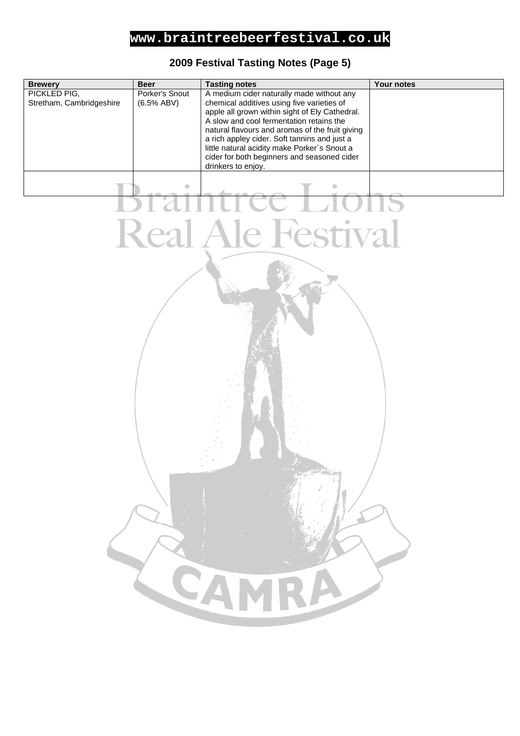www.braintreebeerfestival.co.uk

## 2009 Festival Tasting Notes (Page 5)

| Brewery | Beer | Tasting notes | Your notes |
|---|---|---|---|
| PICKLED PIG, Stretham, Cambridgeshire | Porker's Snout (6.5% ABV) | A medium cider naturally made without any chemical additives using five varieties of apple all grown within sight of Ely Cathedral. A slow and cool fermentation retains the natural flavours and aromas of the fruit giving a rich appley cider. Soft tannins and just a little natural acidity make Porker´s Snout a cider for both beginners and seasoned cider drinkers to enjoy. | |
| | | | |

Braintree Lions Real Ale Festival

CAMRA